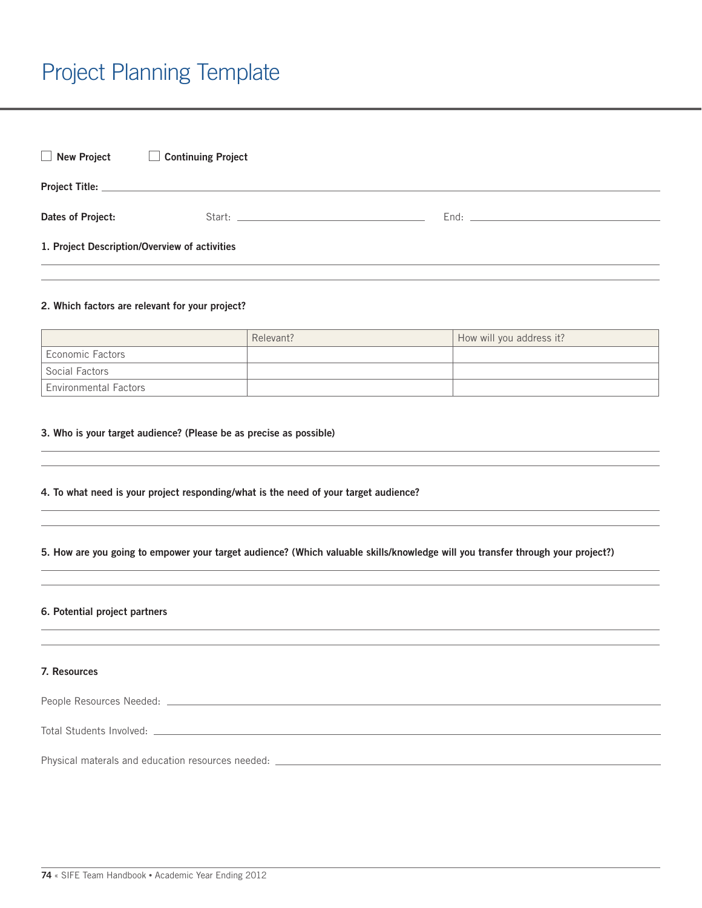# Project Planning Template

☐ **New Project** ☐ **Continuing Project**

**Project Title:** ____________________

**Dates of Project:** Start: ____________________ End: ____________________

**1. Project Description/Overview of activities**

____________________

____________________

**2. Which factors are relevant for your project?**

| | Relevant? | How will you address it? |
|---|---|---|
| Economic Factors | | |
| Social Factors | | |
| Environmental Factors | | |

**3. Who is your target audience? (Please be as precise as possible)**

____________________

____________________

**4. To what need is your project responding/what is the need of your target audience?**

____________________

____________________

**5. How are you going to empower your target audience? (Which valuable skills/knowledge will you transfer through your project?)**

____________________

____________________

**6. Potential project partners**

____________________

____________________

**7. Resources**

People Resources Needed: ____________________

Total Students Involved: ____________________

Physical materals and education resources needed: ____________________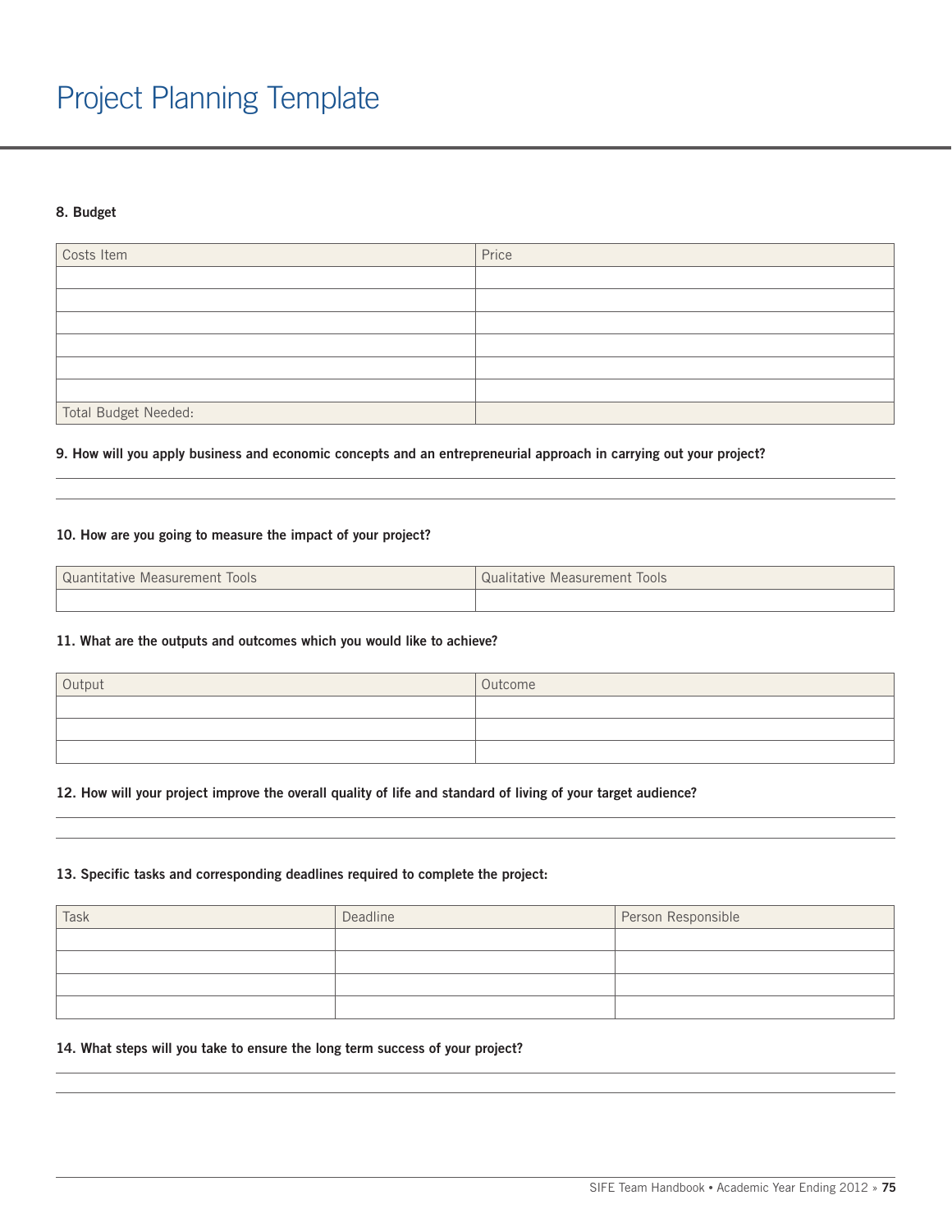# Project Planning Template

**8. Budget**

| Costs Item | Price |
|---|---|
| | |
| | |
| | |
| | |
| | |
| | |
| Total Budget Needed: | |

**9. How will you apply business and economic concepts and an entrepreneurial approach in carrying out your project?**

**10. How are you going to measure the impact of your project?**

| Quantitative Measurement Tools | Qualitative Measurement Tools |
|---|---|
| | |

**11. What are the outputs and outcomes which you would like to achieve?**

| Output | Outcome |
|---|---|
| | |
| | |
| | |

**12. How will your project improve the overall quality of life and standard of living of your target audience?**

**13. Specific tasks and corresponding deadlines required to complete the project:**

| Task | Deadline | Person Responsible |
|---|---|---|
| | | |
| | | |
| | | |
| | | |

**14. What steps will you take to ensure the long term success of your project?**